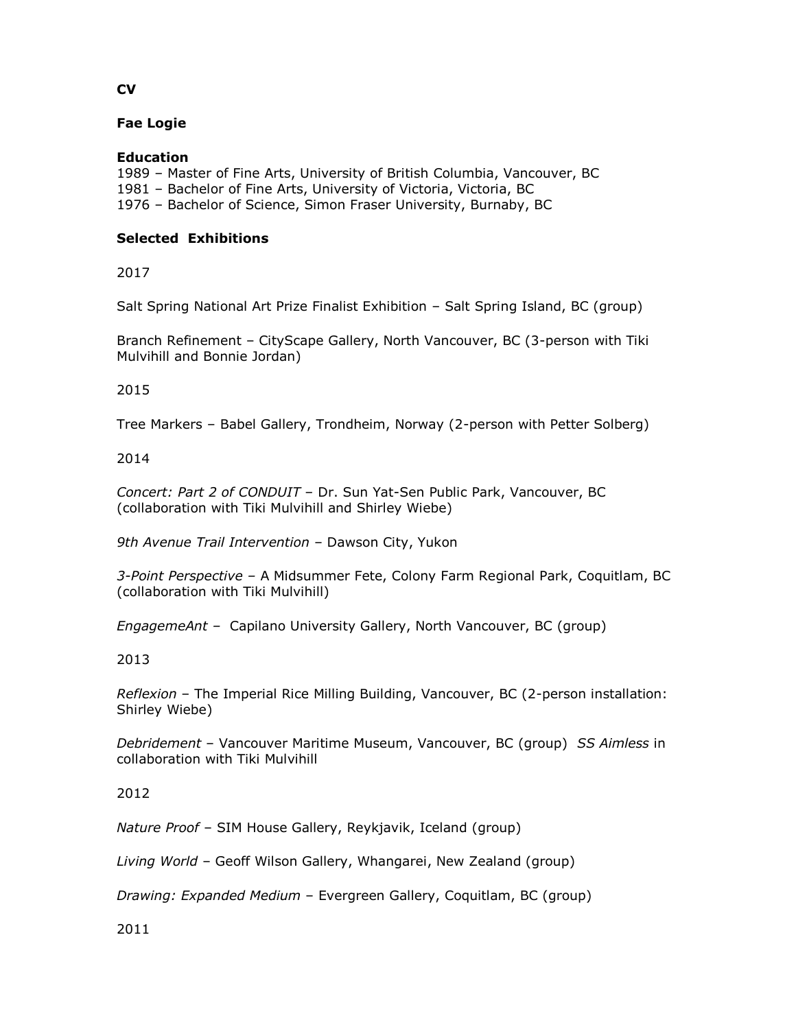**CV**

**Fae Logie**

**Education**

1989 – Master of Fine Arts, University of British Columbia, Vancouver, BC
1981 – Bachelor of Fine Arts, University of Victoria, Victoria, BC
1976 – Bachelor of Science, Simon Fraser University, Burnaby, BC

**Selected Exhibitions**

2017

Salt Spring National Art Prize Finalist Exhibition – Salt Spring Island, BC (group)

Branch Refinement – CityScape Gallery, North Vancouver, BC (3-person with Tiki Mulvihill and Bonnie Jordan)

2015

Tree Markers – Babel Gallery, Trondheim, Norway (2-person with Petter Solberg)

2014

*Concert: Part 2 of CONDUIT* – Dr. Sun Yat-Sen Public Park, Vancouver, BC (collaboration with Tiki Mulvihill and Shirley Wiebe)

*9th Avenue Trail Intervention* – Dawson City, Yukon

*3-Point Perspective* – A Midsummer Fete, Colony Farm Regional Park, Coquitlam, BC (collaboration with Tiki Mulvihill)

*EngagemeAnt* – Capilano University Gallery, North Vancouver, BC (group)

2013

*Reflexion* – The Imperial Rice Milling Building, Vancouver, BC (2-person installation: Shirley Wiebe)

*Debridement* – Vancouver Maritime Museum, Vancouver, BC (group) *SS Aimless* in collaboration with Tiki Mulvihill

2012

*Nature Proof* – SIM House Gallery, Reykjavik, Iceland (group)

*Living World* – Geoff Wilson Gallery, Whangarei, New Zealand (group)

*Drawing: Expanded Medium* – Evergreen Gallery, Coquitlam, BC (group)

2011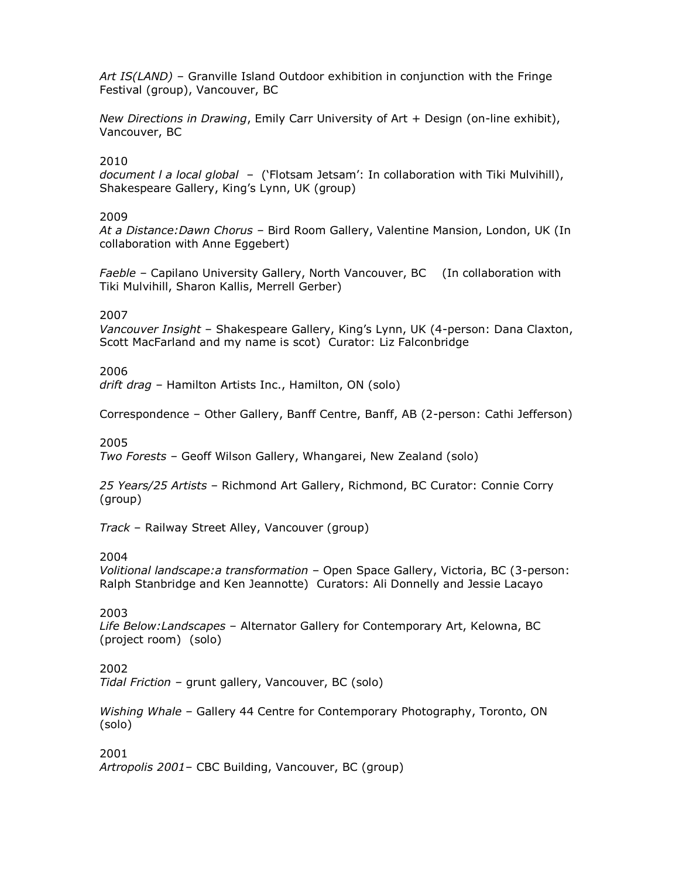*Art IS(LAND)* – Granville Island Outdoor exhibition in conjunction with the Fringe Festival (group), Vancouver, BC

*New Directions in Drawing*, Emily Carr University of Art + Design (on-line exhibit), Vancouver, BC

2010
*document l a local global* – ('Flotsam Jetsam': In collaboration with Tiki Mulvihill), Shakespeare Gallery, King's Lynn, UK (group)

2009
*At a Distance:Dawn Chorus* – Bird Room Gallery, Valentine Mansion, London, UK (In collaboration with Anne Eggebert)

*Faeble* – Capilano University Gallery, North Vancouver, BC (In collaboration with Tiki Mulvihill, Sharon Kallis, Merrell Gerber)

2007
*Vancouver Insight* – Shakespeare Gallery, King's Lynn, UK (4-person: Dana Claxton, Scott MacFarland and my name is scot) Curator: Liz Falconbridge

2006
*drift drag* – Hamilton Artists Inc., Hamilton, ON (solo)

Correspondence – Other Gallery, Banff Centre, Banff, AB (2-person: Cathi Jefferson)

2005
*Two Forests* – Geoff Wilson Gallery, Whangarei, New Zealand (solo)

*25 Years/25 Artists* – Richmond Art Gallery, Richmond, BC Curator: Connie Corry (group)

*Track* – Railway Street Alley, Vancouver (group)

2004
*Volitional landscape:a transformation* – Open Space Gallery, Victoria, BC (3-person: Ralph Stanbridge and Ken Jeannotte) Curators: Ali Donnelly and Jessie Lacayo

2003
*Life Below:Landscapes* – Alternator Gallery for Contemporary Art, Kelowna, BC (project room) (solo)

2002
*Tidal Friction* – grunt gallery, Vancouver, BC (solo)

*Wishing Whale* – Gallery 44 Centre for Contemporary Photography, Toronto, ON (solo)

2001
*Artropolis 2001*– CBC Building, Vancouver, BC (group)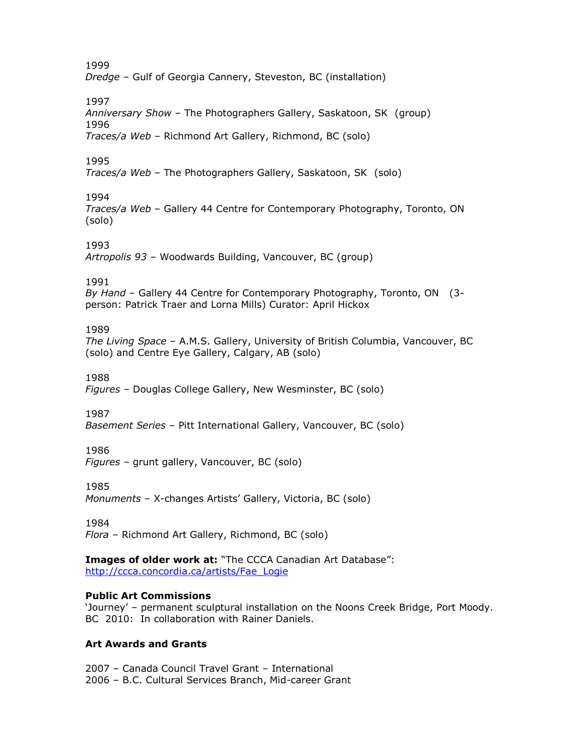1999
*Dredge* – Gulf of Georgia Cannery, Steveston, BC (installation)

1997
*Anniversary Show* – The Photographers Gallery, Saskatoon, SK (group)
1996
*Traces/a Web* – Richmond Art Gallery, Richmond, BC (solo)

1995
*Traces/a Web* – The Photographers Gallery, Saskatoon, SK (solo)

1994
*Traces/a Web* – Gallery 44 Centre for Contemporary Photography, Toronto, ON (solo)

1993
*Artropolis 93* – Woodwards Building, Vancouver, BC (group)

1991
*By Hand* – Gallery 44 Centre for Contemporary Photography, Toronto, ON (3-person: Patrick Traer and Lorna Mills) Curator: April Hickox

1989
*The Living Space* – A.M.S. Gallery, University of British Columbia, Vancouver, BC (solo) and Centre Eye Gallery, Calgary, AB (solo)

1988
*Figures* – Douglas College Gallery, New Wesminster, BC (solo)

1987
*Basement Series* – Pitt International Gallery, Vancouver, BC (solo)

1986
*Figures* – grunt gallery, Vancouver, BC (solo)

1985
*Monuments* – X-changes Artists' Gallery, Victoria, BC (solo)

1984
*Flora* – Richmond Art Gallery, Richmond, BC (solo)

**Images of older work at:** "The CCCA Canadian Art Database":
[http://ccca.concordia.ca/artists/Fae_Logie](http://ccca.concordia.ca/artists/Fae_Logie)

**Public Art Commissions**
'Journey' – permanent sculptural installation on the Noons Creek Bridge, Port Moody. BC 2010: In collaboration with Rainer Daniels.

**Art Awards and Grants**

2007 – Canada Council Travel Grant – International
2006 – B.C. Cultural Services Branch, Mid-career Grant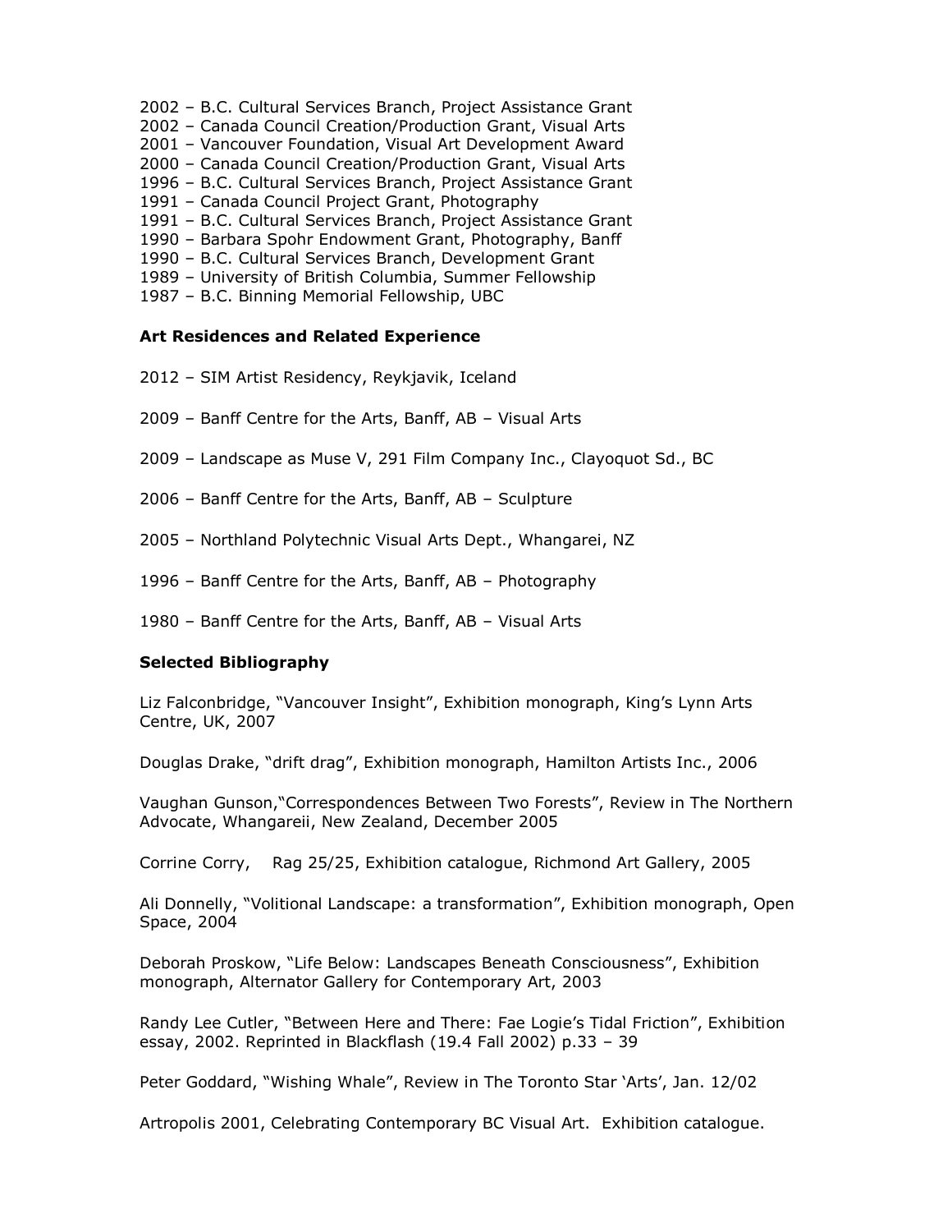2002 – B.C. Cultural Services Branch, Project Assistance Grant
2002 – Canada Council Creation/Production Grant, Visual Arts
2001 – Vancouver Foundation, Visual Art Development Award
2000 – Canada Council Creation/Production Grant, Visual Arts
1996 – B.C. Cultural Services Branch, Project Assistance Grant
1991 – Canada Council Project Grant, Photography
1991 – B.C. Cultural Services Branch, Project Assistance Grant
1990 – Barbara Spohr Endowment Grant, Photography, Banff
1990 – B.C. Cultural Services Branch, Development Grant
1989 – University of British Columbia, Summer Fellowship
1987 – B.C. Binning Memorial Fellowship, UBC

**Art Residences and Related Experience**

2012 – SIM Artist Residency, Reykjavik, Iceland

2009 – Banff Centre for the Arts, Banff, AB – Visual Arts

2009 – Landscape as Muse V, 291 Film Company Inc., Clayoquot Sd., BC

2006 – Banff Centre for the Arts, Banff, AB – Sculpture

2005 – Northland Polytechnic Visual Arts Dept., Whangarei, NZ

1996 – Banff Centre for the Arts, Banff, AB – Photography

1980 – Banff Centre for the Arts, Banff, AB – Visual Arts

**Selected Bibliography**

Liz Falconbridge, "Vancouver Insight", Exhibition monograph, King's Lynn Arts Centre, UK, 2007

Douglas Drake, "drift drag", Exhibition monograph, Hamilton Artists Inc., 2006

Vaughan Gunson,"Correspondences Between Two Forests", Review in The Northern Advocate, Whangareii, New Zealand, December 2005

Corrine Corry, Rag 25/25, Exhibition catalogue, Richmond Art Gallery, 2005

Ali Donnelly, "Volitional Landscape: a transformation", Exhibition monograph, Open Space, 2004

Deborah Proskow, "Life Below: Landscapes Beneath Consciousness", Exhibition monograph, Alternator Gallery for Contemporary Art, 2003

Randy Lee Cutler, "Between Here and There: Fae Logie's Tidal Friction", Exhibition essay, 2002. Reprinted in Blackflash (19.4 Fall 2002) p.33 – 39

Peter Goddard, "Wishing Whale", Review in The Toronto Star 'Arts', Jan. 12/02

Artropolis 2001, Celebrating Contemporary BC Visual Art. Exhibition catalogue.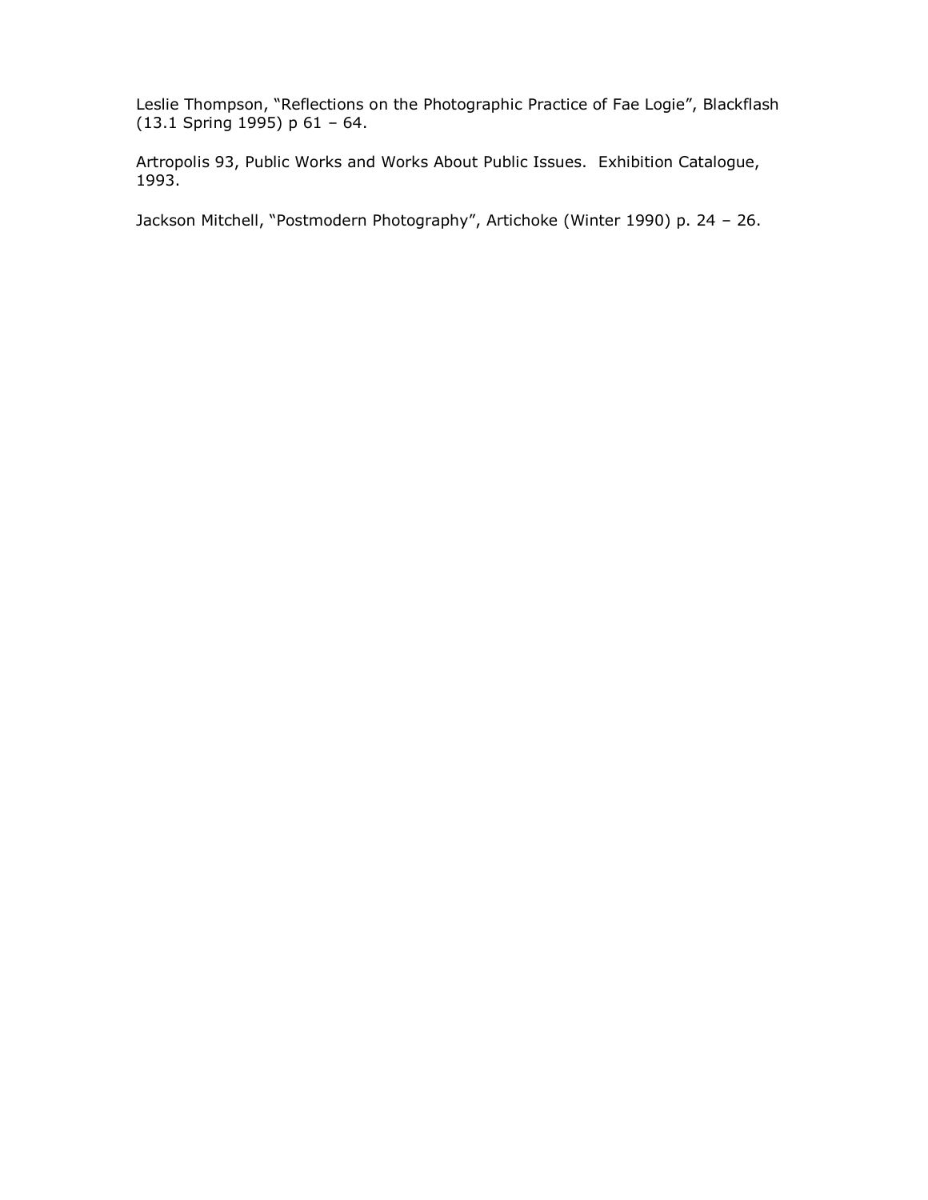Leslie Thompson, “Reflections on the Photographic Practice of Fae Logie”, Blackflash (13.1 Spring 1995) p 61 – 64.

Artropolis 93, Public Works and Works About Public Issues. Exhibition Catalogue, 1993.

Jackson Mitchell, “Postmodern Photography”, Artichoke (Winter 1990) p. 24 – 26.